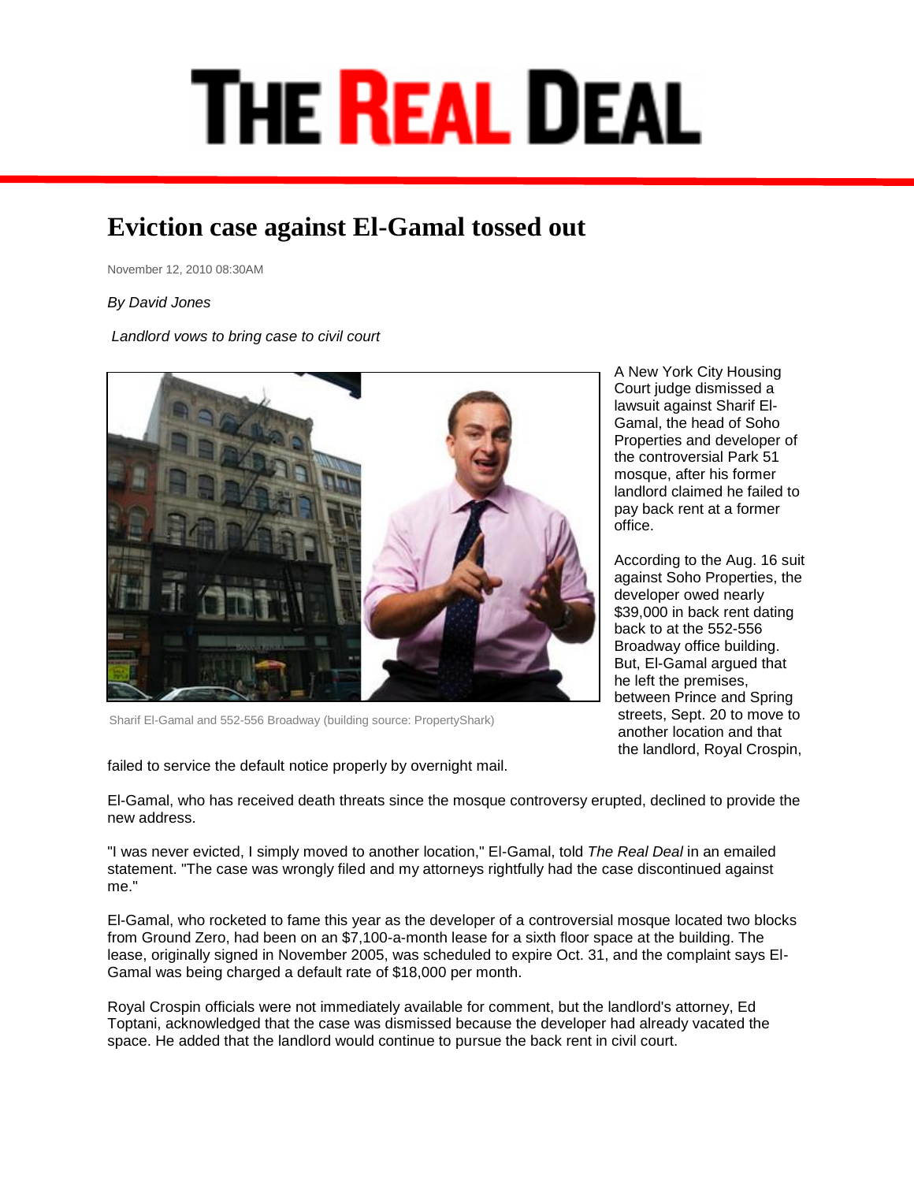# THE REAL DEAL

## Eviction case against El-Gamal tossed out

November 12, 2010 08:30AM

*By David Jones*

*Landlord vows to bring case to civil court*

Sharif El-Gamal and 552-556 Broadway (building source: PropertyShark)

A New York City Housing Court judge dismissed a lawsuit against Sharif El-Gamal, the head of Soho Properties and developer of the controversial Park 51 mosque, after his former landlord claimed he failed to pay back rent at a former office.

According to the Aug. 16 suit against Soho Properties, the developer owed nearly $39,000 in back rent dating back to at the 552-556 Broadway office building. But, El-Gamal argued that he left the premises, between Prince and Spring streets, Sept. 20 to move to another location and that the landlord, Royal Crospin, failed to service the default notice properly by overnight mail.

El-Gamal, who has received death threats since the mosque controversy erupted, declined to provide the new address.

"I was never evicted, I simply moved to another location," El-Gamal, told *The Real Deal* in an emailed statement. "The case was wrongly filed and my attorneys rightfully had the case discontinued against me."

El-Gamal, who rocketed to fame this year as the developer of a controversial mosque located two blocks from Ground Zero, had been on an $7,100-a-month lease for a sixth floor space at the building. The lease, originally signed in November 2005, was scheduled to expire Oct. 31, and the complaint says El-Gamal was being charged a default rate of $18,000 per month.

Royal Crospin officials were not immediately available for comment, but the landlord's attorney, Ed Toptani, acknowledged that the case was dismissed because the developer had already vacated the space. He added that the landlord would continue to pursue the back rent in civil court.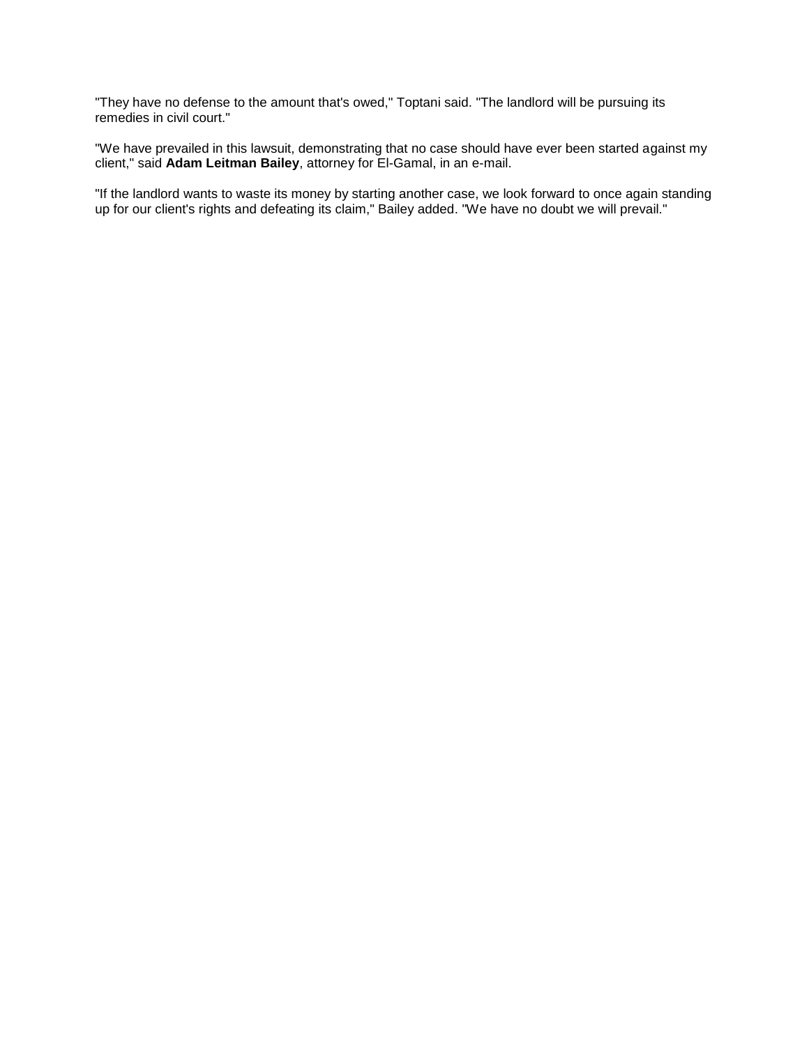"They have no defense to the amount that's owed," Toptani said. "The landlord will be pursuing its remedies in civil court."

"We have prevailed in this lawsuit, demonstrating that no case should have ever been started against my client," said **Adam Leitman Bailey**, attorney for El-Gamal, in an e-mail.

"If the landlord wants to waste its money by starting another case, we look forward to once again standing up for our client's rights and defeating its claim," Bailey added. "We have no doubt we will prevail."